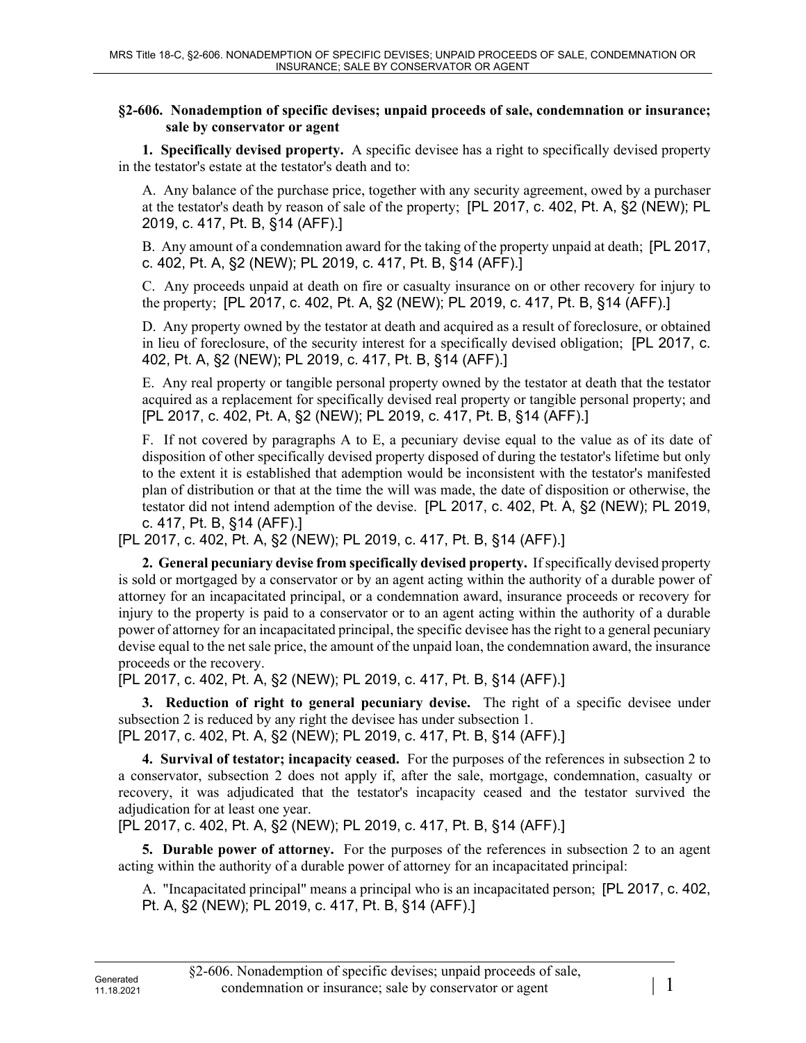## §2-606. Nonademption of specific devises; unpaid proceeds of sale, condemnation or insurance; sale by conservator or agent

**1. Specifically devised property.** A specific devisee has a right to specifically devised property in the testator's estate at the testator's death and to:

A. Any balance of the purchase price, together with any security agreement, owed by a purchaser at the testator's death by reason of sale of the property; [PL 2017, c. 402, Pt. A, §2 (NEW); PL 2019, c. 417, Pt. B, §14 (AFF).]

B. Any amount of a condemnation award for the taking of the property unpaid at death; [PL 2017, c. 402, Pt. A, §2 (NEW); PL 2019, c. 417, Pt. B, §14 (AFF).]

C. Any proceeds unpaid at death on fire or casualty insurance on or other recovery for injury to the property; [PL 2017, c. 402, Pt. A, §2 (NEW); PL 2019, c. 417, Pt. B, §14 (AFF).]

D. Any property owned by the testator at death and acquired as a result of foreclosure, or obtained in lieu of foreclosure, of the security interest for a specifically devised obligation; [PL 2017, c. 402, Pt. A, §2 (NEW); PL 2019, c. 417, Pt. B, §14 (AFF).]

E. Any real property or tangible personal property owned by the testator at death that the testator acquired as a replacement for specifically devised real property or tangible personal property; and [PL 2017, c. 402, Pt. A, §2 (NEW); PL 2019, c. 417, Pt. B, §14 (AFF).]

F. If not covered by paragraphs A to E, a pecuniary devise equal to the value as of its date of disposition of other specifically devised property disposed of during the testator's lifetime but only to the extent it is established that ademption would be inconsistent with the testator's manifested plan of distribution or that at the time the will was made, the date of disposition or otherwise, the testator did not intend ademption of the devise. [PL 2017, c. 402, Pt. A, §2 (NEW); PL 2019, c. 417, Pt. B, §14 (AFF).]

[PL 2017, c. 402, Pt. A, §2 (NEW); PL 2019, c. 417, Pt. B, §14 (AFF).]

**2. General pecuniary devise from specifically devised property.** If specifically devised property is sold or mortgaged by a conservator or by an agent acting within the authority of a durable power of attorney for an incapacitated principal, or a condemnation award, insurance proceeds or recovery for injury to the property is paid to a conservator or to an agent acting within the authority of a durable power of attorney for an incapacitated principal, the specific devisee has the right to a general pecuniary devise equal to the net sale price, the amount of the unpaid loan, the condemnation award, the insurance proceeds or the recovery.

[PL 2017, c. 402, Pt. A, §2 (NEW); PL 2019, c. 417, Pt. B, §14 (AFF).]

**3. Reduction of right to general pecuniary devise.** The right of a specific devisee under subsection 2 is reduced by any right the devisee has under subsection 1.

[PL 2017, c. 402, Pt. A, §2 (NEW); PL 2019, c. 417, Pt. B, §14 (AFF).]

**4. Survival of testator; incapacity ceased.** For the purposes of the references in subsection 2 to a conservator, subsection 2 does not apply if, after the sale, mortgage, condemnation, casualty or recovery, it was adjudicated that the testator's incapacity ceased and the testator survived the adjudication for at least one year.

[PL 2017, c. 402, Pt. A, §2 (NEW); PL 2019, c. 417, Pt. B, §14 (AFF).]

**5. Durable power of attorney.** For the purposes of the references in subsection 2 to an agent acting within the authority of a durable power of attorney for an incapacitated principal:

A. "Incapacitated principal" means a principal who is an incapacitated person; [PL 2017, c. 402, Pt. A, §2 (NEW); PL 2019, c. 417, Pt. B, §14 (AFF).]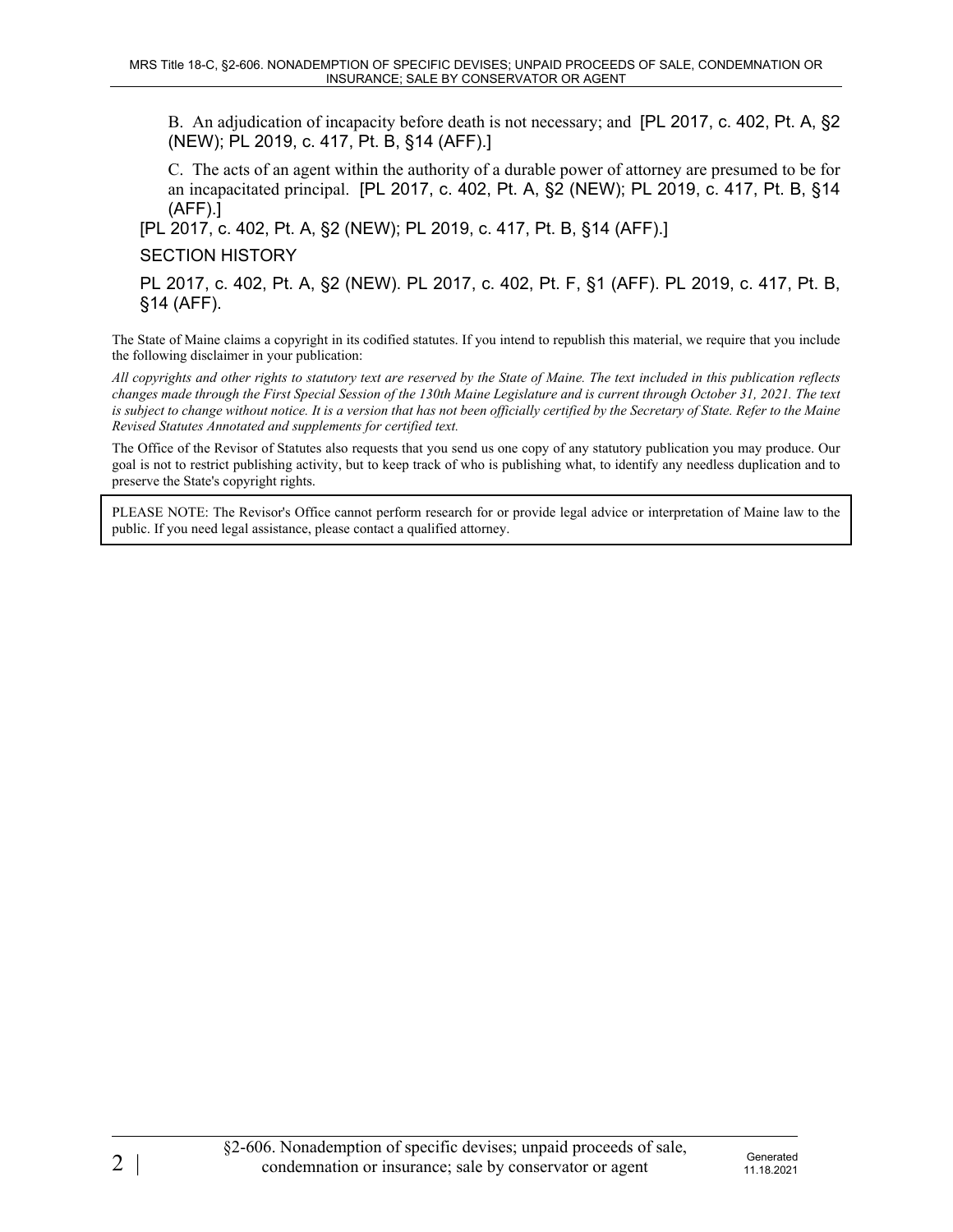B. An adjudication of incapacity before death is not necessary; and [PL 2017, c. 402, Pt. A, §2 (NEW); PL 2019, c. 417, Pt. B, §14 (AFF).]

C. The acts of an agent within the authority of a durable power of attorney are presumed to be for an incapacitated principal. [PL 2017, c. 402, Pt. A, §2 (NEW); PL 2019, c. 417, Pt. B, §14 (AFF).]

[PL 2017, c. 402, Pt. A, §2 (NEW); PL 2019, c. 417, Pt. B, §14 (AFF).]

SECTION HISTORY

PL 2017, c. 402, Pt. A, §2 (NEW). PL 2017, c. 402, Pt. F, §1 (AFF). PL 2019, c. 417, Pt. B, §14 (AFF).

The State of Maine claims a copyright in its codified statutes. If you intend to republish this material, we require that you include the following disclaimer in your publication:

*All copyrights and other rights to statutory text are reserved by the State of Maine. The text included in this publication reflects changes made through the First Special Session of the 130th Maine Legislature and is current through October 31, 2021. The text is subject to change without notice. It is a version that has not been officially certified by the Secretary of State. Refer to the Maine Revised Statutes Annotated and supplements for certified text.*

The Office of the Revisor of Statutes also requests that you send us one copy of any statutory publication you may produce. Our goal is not to restrict publishing activity, but to keep track of who is publishing what, to identify any needless duplication and to preserve the State's copyright rights.

PLEASE NOTE: The Revisor's Office cannot perform research for or provide legal advice or interpretation of Maine law to the public. If you need legal assistance, please contact a qualified attorney.